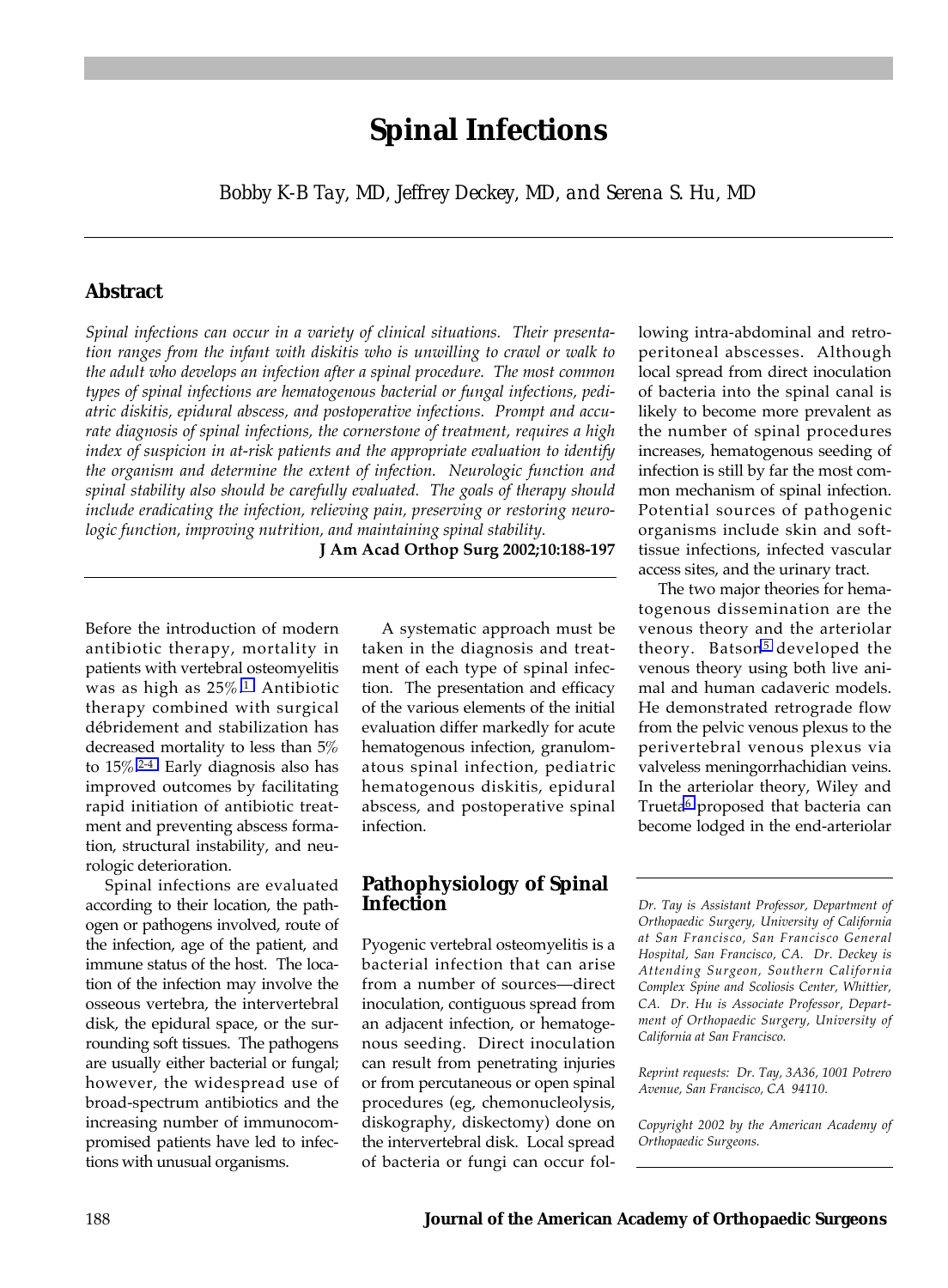# Spinal Infections

*Bobby K-B Tay, MD, Jeffrey Deckey, MD, and Serena S. Hu, MD*

## Abstract

*Spinal infections can occur in a variety of clinical situations. Their presentation ranges from the infant with diskitis who is unwilling to crawl or walk to the adult who develops an infection after a spinal procedure. The most common types of spinal infections are hematogenous bacterial or fungal infections, pediatric diskitis, epidural abscess, and postoperative infections. Prompt and accurate diagnosis of spinal infections, the cornerstone of treatment, requires a high index of suspicion in at-risk patients and the appropriate evaluation to identify the organism and determine the extent of infection. Neurologic function and spinal stability also should be carefully evaluated. The goals of therapy should include eradicating the infection, relieving pain, preserving or restoring neurologic function, improving nutrition, and maintaining spinal stability.*

**J Am Acad Orthop Surg 2002;10:188-197**

Before the introduction of modern antibiotic therapy, mortality in patients with vertebral osteomyelitis was as high as 25%.[1] Antibiotic therapy combined with surgical débridement and stabilization has decreased mortality to less than 5% to 15%.[2-4] Early diagnosis also has improved outcomes by facilitating rapid initiation of antibiotic treatment and preventing abscess formation, structural instability, and neurologic deterioration.

Spinal infections are evaluated according to their location, the pathogen or pathogens involved, route of the infection, age of the patient, and immune status of the host. The location of the infection may involve the osseous vertebra, the intervertebral disk, the epidural space, or the surrounding soft tissues. The pathogens are usually either bacterial or fungal; however, the widespread use of broad-spectrum antibiotics and the increasing number of immunocompromised patients have led to infections with unusual organisms.

A systematic approach must be taken in the diagnosis and treatment of each type of spinal infection. The presentation and efficacy of the various elements of the initial evaluation differ markedly for acute hematogenous infection, granulomatous spinal infection, pediatric hematogenous diskitis, epidural abscess, and postoperative spinal infection.

## Pathophysiology of Spinal Infection

Pyogenic vertebral osteomyelitis is a bacterial infection that can arise from a number of sources—direct inoculation, contiguous spread from an adjacent infection, or hematogenous seeding. Direct inoculation can result from penetrating injuries or from percutaneous or open spinal procedures (eg, chemonucleolysis, diskography, diskectomy) done on the intervertebral disk. Local spread of bacteria or fungi can occur following intra-abdominal and retroperitoneal abscesses. Although local spread from direct inoculation of bacteria into the spinal canal is likely to become more prevalent as the number of spinal procedures increases, hematogenous seeding of infection is still by far the most common mechanism of spinal infection. Potential sources of pathogenic organisms include skin and soft-tissue infections, infected vascular access sites, and the urinary tract.

The two major theories for hematogenous dissemination are the venous theory and the arteriolar theory. Batson[5] developed the venous theory using both live animal and human cadaveric models. He demonstrated retrograde flow from the pelvic venous plexus to the perivertebral venous plexus via valveless meningorrhachidian veins. In the arteriolar theory, Wiley and Trueta[6] proposed that bacteria can become lodged in the end-arteriolar

*Dr. Tay is Assistant Professor, Department of Orthopaedic Surgery, University of California at San Francisco, San Francisco General Hospital, San Francisco, CA. Dr. Deckey is Attending Surgeon, Southern California Complex Spine and Scoliosis Center, Whittier, CA. Dr. Hu is Associate Professor, Department of Orthopaedic Surgery, University of California at San Francisco.*

*Reprint requests: Dr. Tay, 3A36, 1001 Potrero Avenue, San Francisco, CA 94110.*

*Copyright 2002 by the American Academy of Orthopaedic Surgeons.*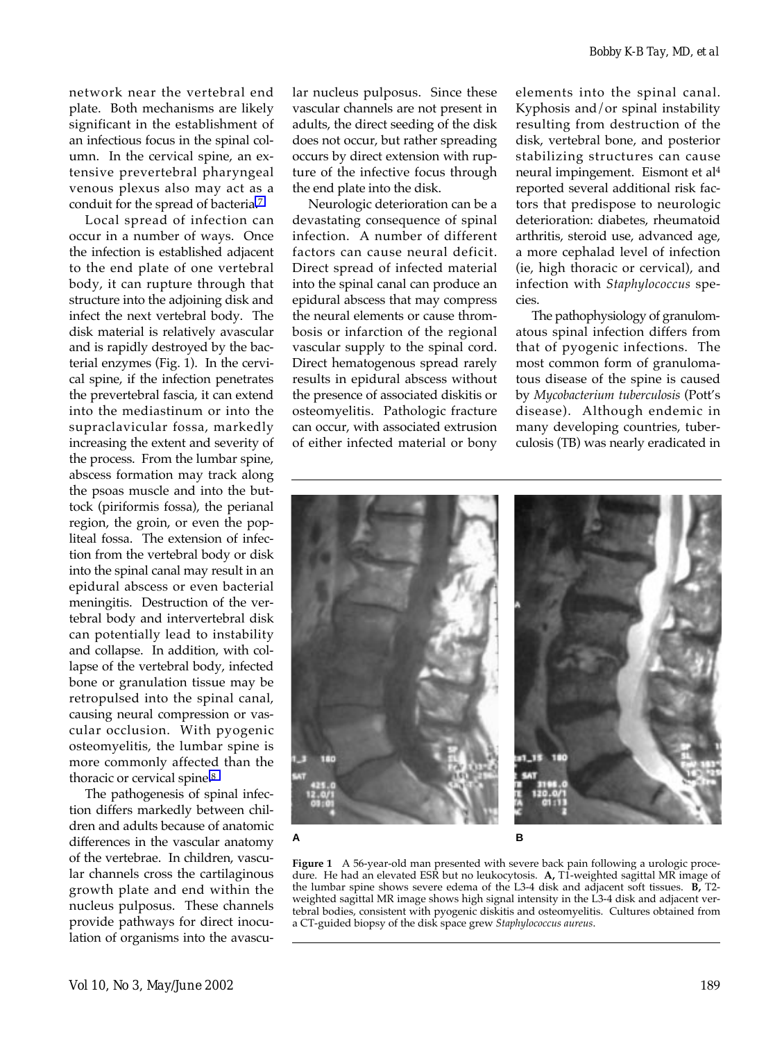network near the vertebral end plate. Both mechanisms are likely significant in the establishment of an infectious focus in the spinal column. In the cervical spine, an extensive prevertebral pharyngeal venous plexus also may act as a conduit for the spread of bacteria.[7]

Local spread of infection can occur in a number of ways. Once the infection is established adjacent to the end plate of one vertebral body, it can rupture through that structure into the adjoining disk and infect the next vertebral body. The disk material is relatively avascular and is rapidly destroyed by the bacterial enzymes (Fig. 1). In the cervical spine, if the infection penetrates the prevertebral fascia, it can extend into the mediastinum or into the supraclavicular fossa, markedly increasing the extent and severity of the process. From the lumbar spine, abscess formation may track along the psoas muscle and into the buttock (piriformis fossa), the perianal region, the groin, or even the popliteal fossa. The extension of infection from the vertebral body or disk into the spinal canal may result in an epidural abscess or even bacterial meningitis. Destruction of the vertebral body and intervertebral disk can potentially lead to instability and collapse. In addition, with collapse of the vertebral body, infected bone or granulation tissue may be retropulsed into the spinal canal, causing neural compression or vascular occlusion. With pyogenic osteomyelitis, the lumbar spine is more commonly affected than the thoracic or cervical spine.[8]

The pathogenesis of spinal infection differs markedly between children and adults because of anatomic differences in the vascular anatomy of the vertebrae. In children, vascular channels cross the cartilaginous growth plate and end within the nucleus pulposus. These channels provide pathways for direct inoculation of organisms into the avascular nucleus pulposus. Since these vascular channels are not present in adults, the direct seeding of the disk does not occur, but rather spreading occurs by direct extension with rupture of the infective focus through the end plate into the disk.

Neurologic deterioration can be a devastating consequence of spinal infection. A number of different factors can cause neural deficit. Direct spread of infected material into the spinal canal can produce an epidural abscess that may compress the neural elements or cause thrombosis or infarction of the regional vascular supply to the spinal cord. Direct hematogenous spread rarely results in epidural abscess without the presence of associated diskitis or osteomyelitis. Pathologic fracture can occur, with associated extrusion of either infected material or bony elements into the spinal canal. Kyphosis and/or spinal instability resulting from destruction of the disk, vertebral bone, and posterior stabilizing structures can cause neural impingement. Eismont et al[4] reported several additional risk factors that predispose to neurologic deterioration: diabetes, rheumatoid arthritis, steroid use, advanced age, a more cephalad level of infection (ie, high thoracic or cervical), and infection with *Staphylococcus* species.

The pathophysiology of granulomatous spinal infection differs from that of pyogenic infections. The most common form of granulomatous disease of the spine is caused by *Mycobacterium tuberculosis* (Pott's disease). Although endemic in many developing countries, tuberculosis (TB) was nearly eradicated in

**Figure 1** A 56-year-old man presented with severe back pain following a urologic procedure. He had an elevated ESR but no leukocytosis. **A,** T1-weighted sagittal MR image of the lumbar spine shows severe edema of the L3-4 disk and adjacent soft tissues. **B,** T2-weighted sagittal MR image shows high signal intensity in the L3-4 disk and adjacent vertebral bodies, consistent with pyogenic diskitis and osteomyelitis. Cultures obtained from a CT-guided biopsy of the disk space grew *Staphylococcus aureus*.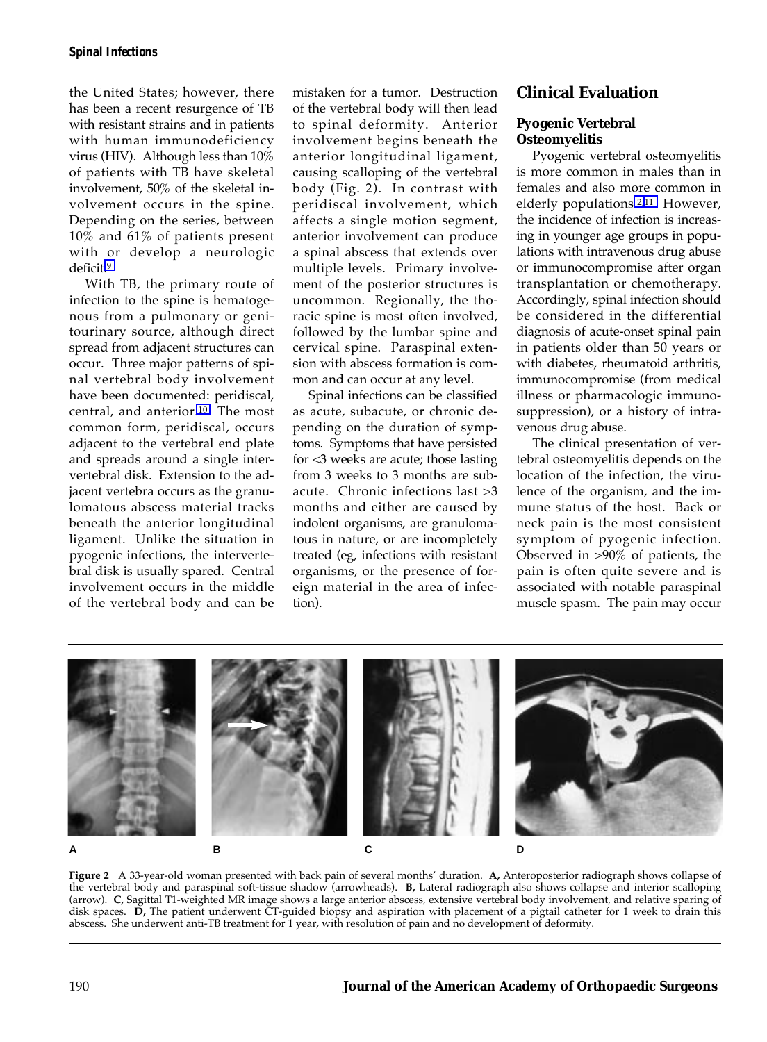the United States; however, there has been a recent resurgence of TB with resistant strains and in patients with human immunodeficiency virus (HIV). Although less than 10% of patients with TB have skeletal involvement, 50% of the skeletal involvement occurs in the spine. Depending on the series, between 10% and 61% of patients present with or develop a neurologic deficit.[9]

With TB, the primary route of infection to the spine is hematogenous from a pulmonary or genitourinary source, although direct spread from adjacent structures can occur. Three major patterns of spinal vertebral body involvement have been documented: peridiscal, central, and anterior.[10] The most common form, peridiscal, occurs adjacent to the vertebral end plate and spreads around a single intervertebral disk. Extension to the adjacent vertebra occurs as the granulomatous abscess material tracks beneath the anterior longitudinal ligament. Unlike the situation in pyogenic infections, the intervertebral disk is usually spared. Central involvement occurs in the middle of the vertebral body and can be mistaken for a tumor. Destruction of the vertebral body will then lead to spinal deformity. Anterior involvement begins beneath the anterior longitudinal ligament, causing scalloping of the vertebral body (Fig. 2). In contrast with peridiscal involvement, which affects a single motion segment, anterior involvement can produce a spinal abscess that extends over multiple levels. Primary involvement of the posterior structures is uncommon. Regionally, the thoracic spine is most often involved, followed by the lumbar spine and cervical spine. Paraspinal extension with abscess formation is common and can occur at any level.

Spinal infections can be classified as acute, subacute, or chronic depending on the duration of symptoms. Symptoms that have persisted for <3 weeks are acute; those lasting from 3 weeks to 3 months are subacute. Chronic infections last >3 months and either are caused by indolent organisms, are granulomatous in nature, or are incompletely treated (eg, infections with resistant organisms, or the presence of foreign material in the area of infection).

## Clinical Evaluation

### Pyogenic Vertebral Osteomyelitis

Pyogenic vertebral osteomyelitis is more common in males than in females and also more common in elderly populations.[2,11] However, the incidence of infection is increasing in younger age groups in populations with intravenous drug abuse or immunocompromise after organ transplantation or chemotherapy. Accordingly, spinal infection should be considered in the differential diagnosis of acute-onset spinal pain in patients older than 50 years or with diabetes, rheumatoid arthritis, immunocompromise (from medical illness or pharmacologic immunosuppression), or a history of intravenous drug abuse.

The clinical presentation of vertebral osteomyelitis depends on the location of the infection, the virulence of the organism, and the immune status of the host. Back or neck pain is the most consistent symptom of pyogenic infection. Observed in >90% of patients, the pain is often quite severe and is associated with notable paraspinal muscle spasm. The pain may occur

**Figure 2** A 33-year-old woman presented with back pain of several months' duration. **A,** Anteroposterior radiograph shows collapse of the vertebral body and paraspinal soft-tissue shadow (arrowheads). **B,** Lateral radiograph also shows collapse and interior scalloping (arrow). **C,** Sagittal T1-weighted MR image shows a large anterior abscess, extensive vertebral body involvement, and relative sparing of disk spaces. **D,** The patient underwent CT-guided biopsy and aspiration with placement of a pigtail catheter for 1 week to drain this abscess. She underwent anti-TB treatment for 1 year, with resolution of pain and no development of deformity.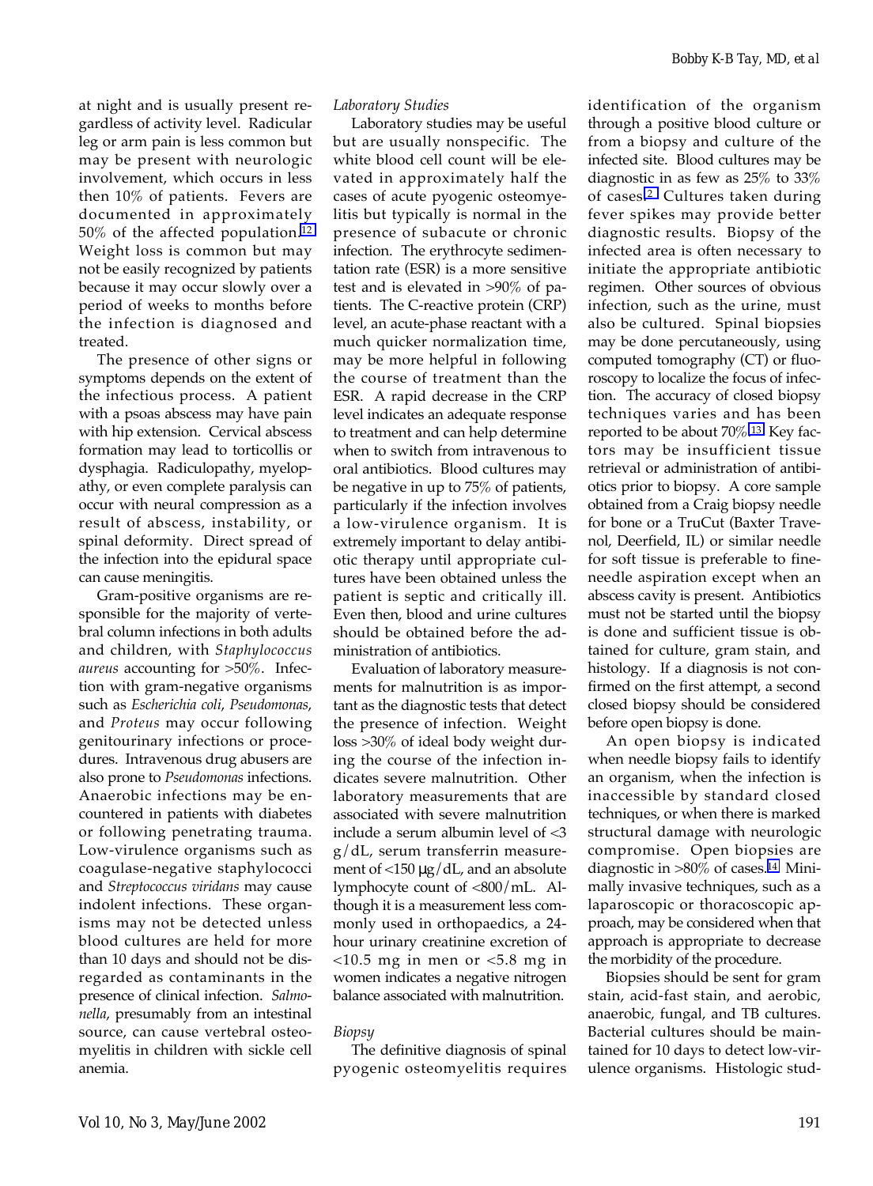at night and is usually present regardless of activity level. Radicular leg or arm pain is less common but may be present with neurologic involvement, which occurs in less then 10% of patients. Fevers are documented in approximately 50% of the affected population.[12] Weight loss is common but may not be easily recognized by patients because it may occur slowly over a period of weeks to months before the infection is diagnosed and treated.

The presence of other signs or symptoms depends on the extent of the infectious process. A patient with a psoas abscess may have pain with hip extension. Cervical abscess formation may lead to torticollis or dysphagia. Radiculopathy, myelopathy, or even complete paralysis can occur with neural compression as a result of abscess, instability, or spinal deformity. Direct spread of the infection into the epidural space can cause meningitis.

Gram-positive organisms are responsible for the majority of vertebral column infections in both adults and children, with *Staphylococcus aureus* accounting for >50%. Infection with gram-negative organisms such as *Escherichia coli*, *Pseudomonas*, and *Proteus* may occur following genitourinary infections or procedures. Intravenous drug abusers are also prone to *Pseudomonas* infections. Anaerobic infections may be encountered in patients with diabetes or following penetrating trauma. Low-virulence organisms such as coagulase-negative staphylococci and *Streptococcus viridans* may cause indolent infections. These organisms may not be detected unless blood cultures are held for more than 10 days and should not be disregarded as contaminants in the presence of clinical infection. *Salmonella*, presumably from an intestinal source, can cause vertebral osteomyelitis in children with sickle cell anemia.

### *Laboratory Studies*

Laboratory studies may be useful but are usually nonspecific. The white blood cell count will be elevated in approximately half the cases of acute pyogenic osteomyelitis but typically is normal in the presence of subacute or chronic infection. The erythrocyte sedimentation rate (ESR) is a more sensitive test and is elevated in >90% of patients. The C-reactive protein (CRP) level, an acute-phase reactant with a much quicker normalization time, may be more helpful in following the course of treatment than the ESR. A rapid decrease in the CRP level indicates an adequate response to treatment and can help determine when to switch from intravenous to oral antibiotics. Blood cultures may be negative in up to 75% of patients, particularly if the infection involves a low-virulence organism. It is extremely important to delay antibiotic therapy until appropriate cultures have been obtained unless the patient is septic and critically ill. Even then, blood and urine cultures should be obtained before the administration of antibiotics.

Evaluation of laboratory measurements for malnutrition is as important as the diagnostic tests that detect the presence of infection. Weight loss >30% of ideal body weight during the course of the infection indicates severe malnutrition. Other laboratory measurements that are associated with severe malnutrition include a serum albumin level of <3 g/dL, serum transferrin measurement of <150 μg/dL, and an absolute lymphocyte count of <800/mL. Although it is a measurement less commonly used in orthopaedics, a 24-hour urinary creatinine excretion of <10.5 mg in men or <5.8 mg in women indicates a negative nitrogen balance associated with malnutrition.

### *Biopsy*

The definitive diagnosis of spinal pyogenic osteomyelitis requires identification of the organism through a positive blood culture or from a biopsy and culture of the infected site. Blood cultures may be diagnostic in as few as 25% to 33% of cases.[2] Cultures taken during fever spikes may provide better diagnostic results. Biopsy of the infected area is often necessary to initiate the appropriate antibiotic regimen. Other sources of obvious infection, such as the urine, must also be cultured. Spinal biopsies may be done percutaneously, using computed tomography (CT) or fluoroscopy to localize the focus of infection. The accuracy of closed biopsy techniques varies and has been reported to be about 70%.[13] Key factors may be insufficient tissue retrieval or administration of antibiotics prior to biopsy. A core sample obtained from a Craig biopsy needle for bone or a TruCut (Baxter Travenol, Deerfield, IL) or similar needle for soft tissue is preferable to fine-needle aspiration except when an abscess cavity is present. Antibiotics must not be started until the biopsy is done and sufficient tissue is obtained for culture, gram stain, and histology. If a diagnosis is not confirmed on the first attempt, a second closed biopsy should be considered before open biopsy is done.

An open biopsy is indicated when needle biopsy fails to identify an organism, when the infection is inaccessible by standard closed techniques, or when there is marked structural damage with neurologic compromise. Open biopsies are diagnostic in >80% of cases.[14] Minimally invasive techniques, such as a laparoscopic or thoracoscopic approach, may be considered when that approach is appropriate to decrease the morbidity of the procedure.

Biopsies should be sent for gram stain, acid-fast stain, and aerobic, anaerobic, fungal, and TB cultures. Bacterial cultures should be maintained for 10 days to detect low-virulence organisms. Histologic stud-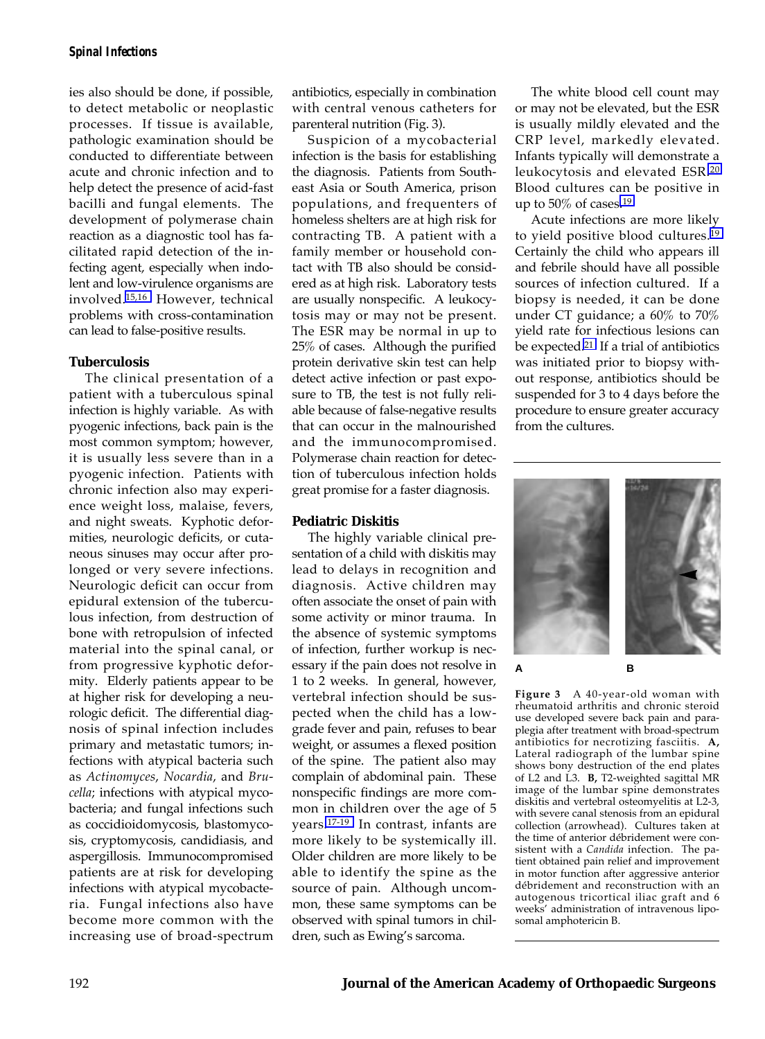ies also should be done, if possible, to detect metabolic or neoplastic processes. If tissue is available, pathologic examination should be conducted to differentiate between acute and chronic infection and to help detect the presence of acid-fast bacilli and fungal elements. The development of polymerase chain reaction as a diagnostic tool has facilitated rapid detection of the infecting agent, especially when indolent and low-virulence organisms are involved.[15,16] However, technical problems with cross-contamination can lead to false-positive results.

## Tuberculosis

The clinical presentation of a patient with a tuberculous spinal infection is highly variable. As with pyogenic infections, back pain is the most common symptom; however, it is usually less severe than in a pyogenic infection. Patients with chronic infection also may experience weight loss, malaise, fevers, and night sweats. Kyphotic deformities, neurologic deficits, or cutaneous sinuses may occur after prolonged or very severe infections. Neurologic deficit can occur from epidural extension of the tuberculous infection, from destruction of bone with retropulsion of infected material into the spinal canal, or from progressive kyphotic deformity. Elderly patients appear to be at higher risk for developing a neurologic deficit. The differential diagnosis of spinal infection includes primary and metastatic tumors; infections with atypical bacteria such as *Actinomyces*, *Nocardia*, and *Brucella*; infections with atypical mycobacteria; and fungal infections such as coccidioidomycosis, blastomycosis, cryptomycosis, candidiasis, and aspergillosis. Immunocompromised patients are at risk for developing infections with atypical mycobacteria. Fungal infections also have become more common with the increasing use of broad-spectrum antibiotics, especially in combination with central venous catheters for parenteral nutrition (Fig. 3).

Suspicion of a mycobacterial infection is the basis for establishing the diagnosis. Patients from Southeast Asia or South America, prison populations, and frequenters of homeless shelters are at high risk for contracting TB. A patient with a family member or household contact with TB also should be considered as at high risk. Laboratory tests are usually nonspecific. A leukocytosis may or may not be present. The ESR may be normal in up to 25% of cases. Although the purified protein derivative skin test can help detect active infection or past exposure to TB, the test is not fully reliable because of false-negative results that can occur in the malnourished and the immunocompromised. Polymerase chain reaction for detection of tuberculous infection holds great promise for a faster diagnosis.

## Pediatric Diskitis

The highly variable clinical presentation of a child with diskitis may lead to delays in recognition and diagnosis. Active children may often associate the onset of pain with some activity or minor trauma. In the absence of systemic symptoms of infection, further workup is necessary if the pain does not resolve in 1 to 2 weeks. In general, however, vertebral infection should be suspected when the child has a low-grade fever and pain, refuses to bear weight, or assumes a flexed position of the spine. The patient also may complain of abdominal pain. These nonspecific findings are more common in children over the age of 5 years.[17-19] In contrast, infants are more likely to be systemically ill. Older children are more likely to be able to identify the spine as the source of pain. Although uncommon, these same symptoms can be observed with spinal tumors in children, such as Ewing's sarcoma.

The white blood cell count may or may not be elevated, but the ESR is usually mildly elevated and the CRP level, markedly elevated. Infants typically will demonstrate a leukocytosis and elevated ESR.[20] Blood cultures can be positive in up to 50% of cases.[19]

Acute infections are more likely to yield positive blood cultures.[19] Certainly the child who appears ill and febrile should have all possible sources of infection cultured. If a biopsy is needed, it can be done under CT guidance; a 60% to 70% yield rate for infectious lesions can be expected.[21] If a trial of antibiotics was initiated prior to biopsy without response, antibiotics should be suspended for 3 to 4 days before the procedure to ensure greater accuracy from the cultures.

**Figure 3** A 40-year-old woman with rheumatoid arthritis and chronic steroid use developed severe back pain and paraplegia after treatment with broad-spectrum antibiotics for necrotizing fasciitis. **A,** Lateral radiograph of the lumbar spine shows bony destruction of the end plates of L2 and L3. **B,** T2-weighted sagittal MR image of the lumbar spine demonstrates diskitis and vertebral osteomyelitis at L2-3, with severe canal stenosis from an epidural collection (arrowhead). Cultures taken at the time of anterior débridement were consistent with a *Candida* infection. The patient obtained pain relief and improvement in motor function after aggressive anterior débridement and reconstruction with an autogenous tricortical iliac graft and 6 weeks' administration of intravenous liposomal amphotericin B.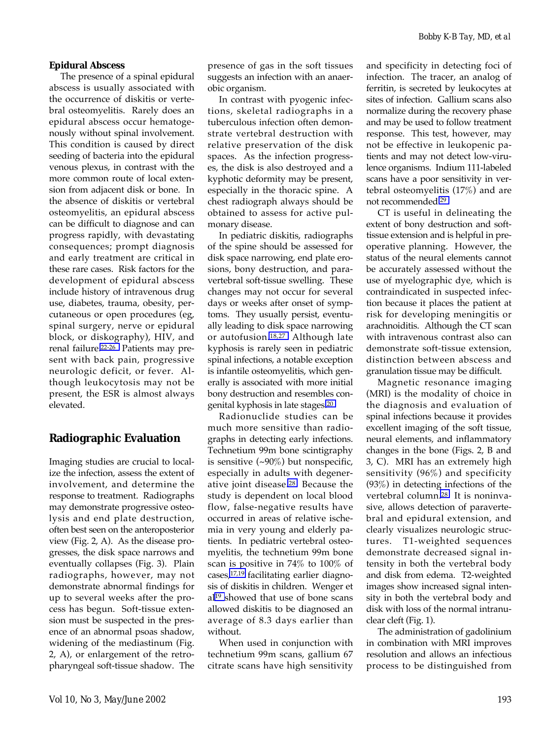### Epidural Abscess

The presence of a spinal epidural abscess is usually associated with the occurrence of diskitis or vertebral osteomyelitis. Rarely does an epidural abscess occur hematogenously without spinal involvement. This condition is caused by direct seeding of bacteria into the epidural venous plexus, in contrast with the more common route of local extension from adjacent disk or bone. In the absence of diskitis or vertebral osteomyelitis, an epidural abscess can be difficult to diagnose and can progress rapidly, with devastating consequences; prompt diagnosis and early treatment are critical in these rare cases. Risk factors for the development of epidural abscess include history of intravenous drug use, diabetes, trauma, obesity, percutaneous or open procedures (eg, spinal surgery, nerve or epidural block, or diskography), HIV, and renal failure.[22-26] Patients may present with back pain, progressive neurologic deficit, or fever. Although leukocytosis may not be present, the ESR is almost always elevated.

## Radiographic Evaluation

Imaging studies are crucial to localize the infection, assess the extent of involvement, and determine the response to treatment. Radiographs may demonstrate progressive osteolysis and end plate destruction, often best seen on the anteroposterior view (Fig. 2, A). As the disease progresses, the disk space narrows and eventually collapses (Fig. 3). Plain radiographs, however, may not demonstrate abnormal findings for up to several weeks after the process has begun. Soft-tissue extension must be suspected in the presence of an abnormal psoas shadow, widening of the mediastinum (Fig. 2, A), or enlargement of the retropharyngeal soft-tissue shadow. The presence of gas in the soft tissues suggests an infection with an anaerobic organism.

In contrast with pyogenic infections, skeletal radiographs in a tuberculous infection often demonstrate vertebral destruction with relative preservation of the disk spaces. As the infection progresses, the disk is also destroyed and a kyphotic deformity may be present, especially in the thoracic spine. A chest radiograph always should be obtained to assess for active pulmonary disease.

In pediatric diskitis, radiographs of the spine should be assessed for disk space narrowing, end plate erosions, bony destruction, and paravertebral soft-tissue swelling. These changes may not occur for several days or weeks after onset of symptoms. They usually persist, eventually leading to disk space narrowing or autofusion.[18,27] Although late kyphosis is rarely seen in pediatric spinal infections, a notable exception is infantile osteomyelitis, which generally is associated with more initial bony destruction and resembles congenital kyphosis in late stages.[20]

Radionuclide studies can be much more sensitive than radiographs in detecting early infections. Technetium 99m bone scintigraphy is sensitive (~90%) but nonspecific, especially in adults with degenerative joint disease.[28] Because the study is dependent on local blood flow, false-negative results have occurred in areas of relative ischemia in very young and elderly patients. In pediatric vertebral osteomyelitis, the technetium 99m bone scan is positive in 74% to 100% of cases,[17,19] facilitating earlier diagnosis of diskitis in children. Wenger et al[19] showed that use of bone scans allowed diskitis to be diagnosed an average of 8.3 days earlier than without.

When used in conjunction with technetium 99m scans, gallium 67 citrate scans have high sensitivity and specificity in detecting foci of infection. The tracer, an analog of ferritin, is secreted by leukocytes at sites of infection. Gallium scans also normalize during the recovery phase and may be used to follow treatment response. This test, however, may not be effective in leukopenic patients and may not detect low-virulence organisms. Indium 111-labeled scans have a poor sensitivity in vertebral osteomyelitis (17%) and are not recommended.[29]

CT is useful in delineating the extent of bony destruction and soft-tissue extension and is helpful in preoperative planning. However, the status of the neural elements cannot be accurately assessed without the use of myelographic dye, which is contraindicated in suspected infection because it places the patient at risk for developing meningitis or arachnoiditis. Although the CT scan with intravenous contrast also can demonstrate soft-tissue extension, distinction between abscess and granulation tissue may be difficult.

Magnetic resonance imaging (MRI) is the modality of choice in the diagnosis and evaluation of spinal infections because it provides excellent imaging of the soft tissue, neural elements, and inflammatory changes in the bone (Figs. 2, B and 3, C). MRI has an extremely high sensitivity (96%) and specificity (93%) in detecting infections of the vertebral column.[28] It is noninvasive, allows detection of paravertebral and epidural extension, and clearly visualizes neurologic structures. T1-weighted sequences demonstrate decreased signal intensity in both the vertebral body and disk from edema. T2-weighted images show increased signal intensity in both the vertebral body and disk with loss of the normal intranuclear cleft (Fig. 1).

The administration of gadolinium in combination with MRI improves resolution and allows an infectious process to be distinguished from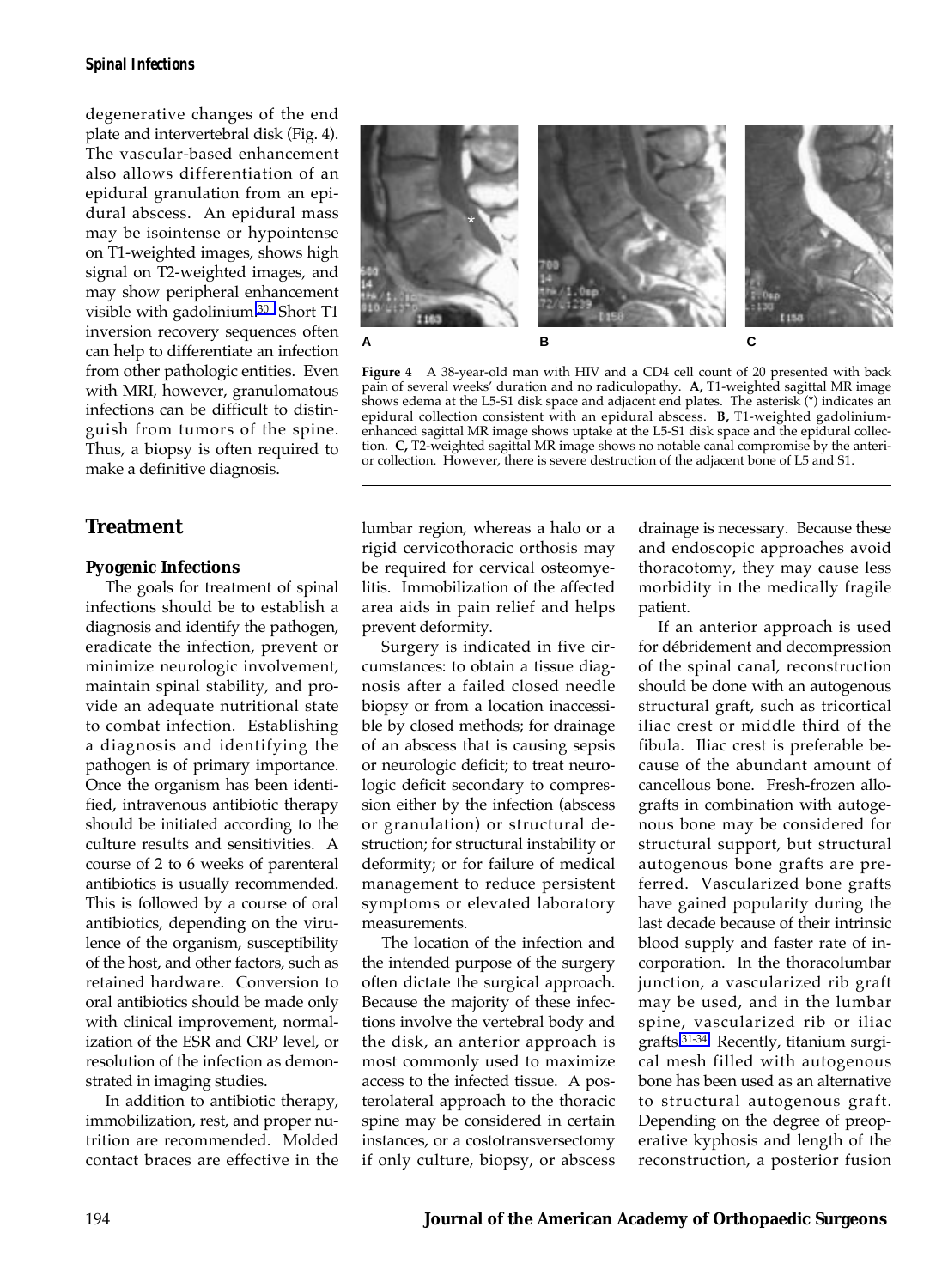degenerative changes of the end plate and intervertebral disk (Fig. 4). The vascular-based enhancement also allows differentiation of an epidural granulation from an epidural abscess. An epidural mass may be isointense or hypointense on T1-weighted images, shows high signal on T2-weighted images, and may show peripheral enhancement visible with gadolinium.[30] Short T1 inversion recovery sequences often can help to differentiate an infection from other pathologic entities. Even with MRI, however, granulomatous infections can be difficult to distinguish from tumors of the spine. Thus, a biopsy is often required to make a definitive diagnosis.

**Figure 4** A 38-year-old man with HIV and a CD4 cell count of 20 presented with back pain of several weeks' duration and no radiculopathy. **A,** T1-weighted sagittal MR image shows edema at the L5-S1 disk space and adjacent end plates. The asterisk (*) indicates an epidural collection consistent with an epidural abscess. **B,** T1-weighted gadolinium-enhanced sagittal MR image shows uptake at the L5-S1 disk space and the epidural collection. **C,** T2-weighted sagittal MR image shows no notable canal compromise by the anterior collection. However, there is severe destruction of the adjacent bone of L5 and S1.

## Treatment

### Pyogenic Infections

The goals for treatment of spinal infections should be to establish a diagnosis and identify the pathogen, eradicate the infection, prevent or minimize neurologic involvement, maintain spinal stability, and provide an adequate nutritional state to combat infection. Establishing a diagnosis and identifying the pathogen is of primary importance. Once the organism has been identified, intravenous antibiotic therapy should be initiated according to the culture results and sensitivities. A course of 2 to 6 weeks of parenteral antibiotics is usually recommended. This is followed by a course of oral antibiotics, depending on the virulence of the organism, susceptibility of the host, and other factors, such as retained hardware. Conversion to oral antibiotics should be made only with clinical improvement, normalization of the ESR and CRP level, or resolution of the infection as demonstrated in imaging studies.

In addition to antibiotic therapy, immobilization, rest, and proper nutrition are recommended. Molded contact braces are effective in the lumbar region, whereas a halo or a rigid cervicothoracic orthosis may be required for cervical osteomyelitis. Immobilization of the affected area aids in pain relief and helps prevent deformity.

Surgery is indicated in five circumstances: to obtain a tissue diagnosis after a failed closed needle biopsy or from a location inaccessible by closed methods; for drainage of an abscess that is causing sepsis or neurologic deficit; to treat neurologic deficit secondary to compression either by the infection (abscess or granulation) or structural destruction; for structural instability or deformity; or for failure of medical management to reduce persistent symptoms or elevated laboratory measurements.

The location of the infection and the intended purpose of the surgery often dictate the surgical approach. Because the majority of these infections involve the vertebral body and the disk, an anterior approach is most commonly used to maximize access to the infected tissue. A posterolateral approach to the thoracic spine may be considered in certain instances, or a costotransversectomy if only culture, biopsy, or abscess drainage is necessary. Because these and endoscopic approaches avoid thoracotomy, they may cause less morbidity in the medically fragile patient.

If an anterior approach is used for débridement and decompression of the spinal canal, reconstruction should be done with an autogenous structural graft, such as tricortical iliac crest or middle third of the fibula. Iliac crest is preferable because of the abundant amount of cancellous bone. Fresh-frozen allografts in combination with autogenous bone may be considered for structural support, but structural autogenous bone grafts are preferred. Vascularized bone grafts have gained popularity during the last decade because of their intrinsic blood supply and faster rate of incorporation. In the thoracolumbar junction, a vascularized rib graft may be used, and in the lumbar spine, vascularized rib or iliac grafts.[31-34] Recently, titanium surgical mesh filled with autogenous bone has been used as an alternative to structural autogenous graft. Depending on the degree of preoperative kyphosis and length of the reconstruction, a posterior fusion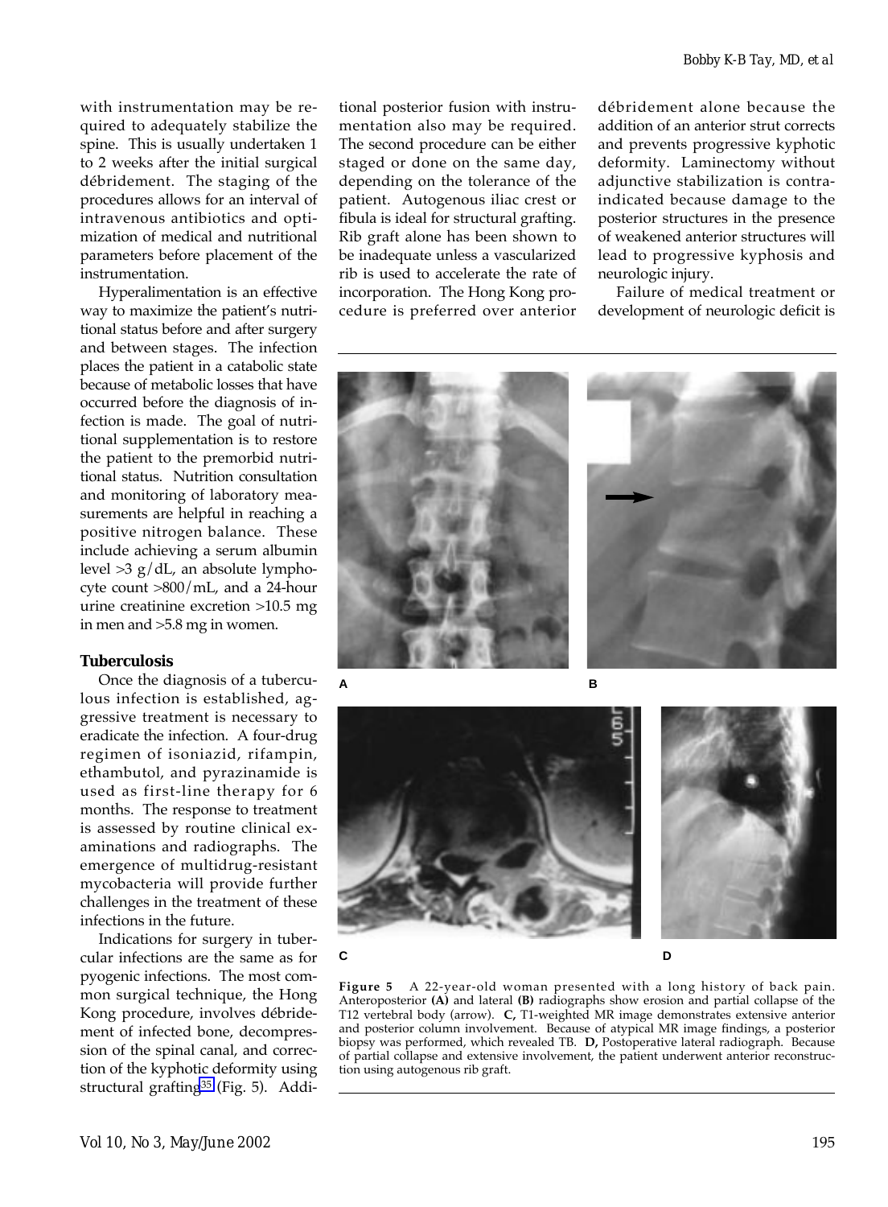with instrumentation may be required to adequately stabilize the spine. This is usually undertaken 1 to 2 weeks after the initial surgical débridement. The staging of the procedures allows for an interval of intravenous antibiotics and optimization of medical and nutritional parameters before placement of the instrumentation.

Hyperalimentation is an effective way to maximize the patient's nutritional status before and after surgery and between stages. The infection places the patient in a catabolic state because of metabolic losses that have occurred before the diagnosis of infection is made. The goal of nutritional supplementation is to restore the patient to the premorbid nutritional status. Nutrition consultation and monitoring of laboratory measurements are helpful in reaching a positive nitrogen balance. These include achieving a serum albumin level >3 g/dL, an absolute lymphocyte count >800/mL, and a 24-hour urine creatinine excretion >10.5 mg in men and >5.8 mg in women.

### Tuberculosis

Once the diagnosis of a tuberculous infection is established, aggressive treatment is necessary to eradicate the infection. A four-drug regimen of isoniazid, rifampin, ethambutol, and pyrazinamide is used as first-line therapy for 6 months. The response to treatment is assessed by routine clinical examinations and radiographs. The emergence of multidrug-resistant mycobacteria will provide further challenges in the treatment of these infections in the future.

Indications for surgery in tubercular infections are the same as for pyogenic infections. The most common surgical technique, the Hong Kong procedure, involves débridement of infected bone, decompression of the spinal canal, and correction of the kyphotic deformity using structural grafting[35] (Fig. 5). Additional posterior fusion with instrumentation also may be required. The second procedure can be either staged or done on the same day, depending on the tolerance of the patient. Autogenous iliac crest or fibula is ideal for structural grafting. Rib graft alone has been shown to be inadequate unless a vascularized rib is used to accelerate the rate of incorporation. The Hong Kong procedure is preferred over anterior débridement alone because the addition of an anterior strut corrects and prevents progressive kyphotic deformity. Laminectomy without adjunctive stabilization is contraindicated because damage to the posterior structures in the presence of weakened anterior structures will lead to progressive kyphosis and neurologic injury.

**Figure 5** A 22-year-old woman presented with a long history of back pain. Anteroposterior **(A)** and lateral **(B)** radiographs show erosion and partial collapse of the T12 vertebral body (arrow). **C,** T1-weighted MR image demonstrates extensive anterior and posterior column involvement. Because of atypical MR image findings, a posterior biopsy was performed, which revealed TB. **D,** Postoperative lateral radiograph. Because of partial collapse and extensive involvement, the patient underwent anterior reconstruction using autogenous rib graft.

Failure of medical treatment or development of neurologic deficit is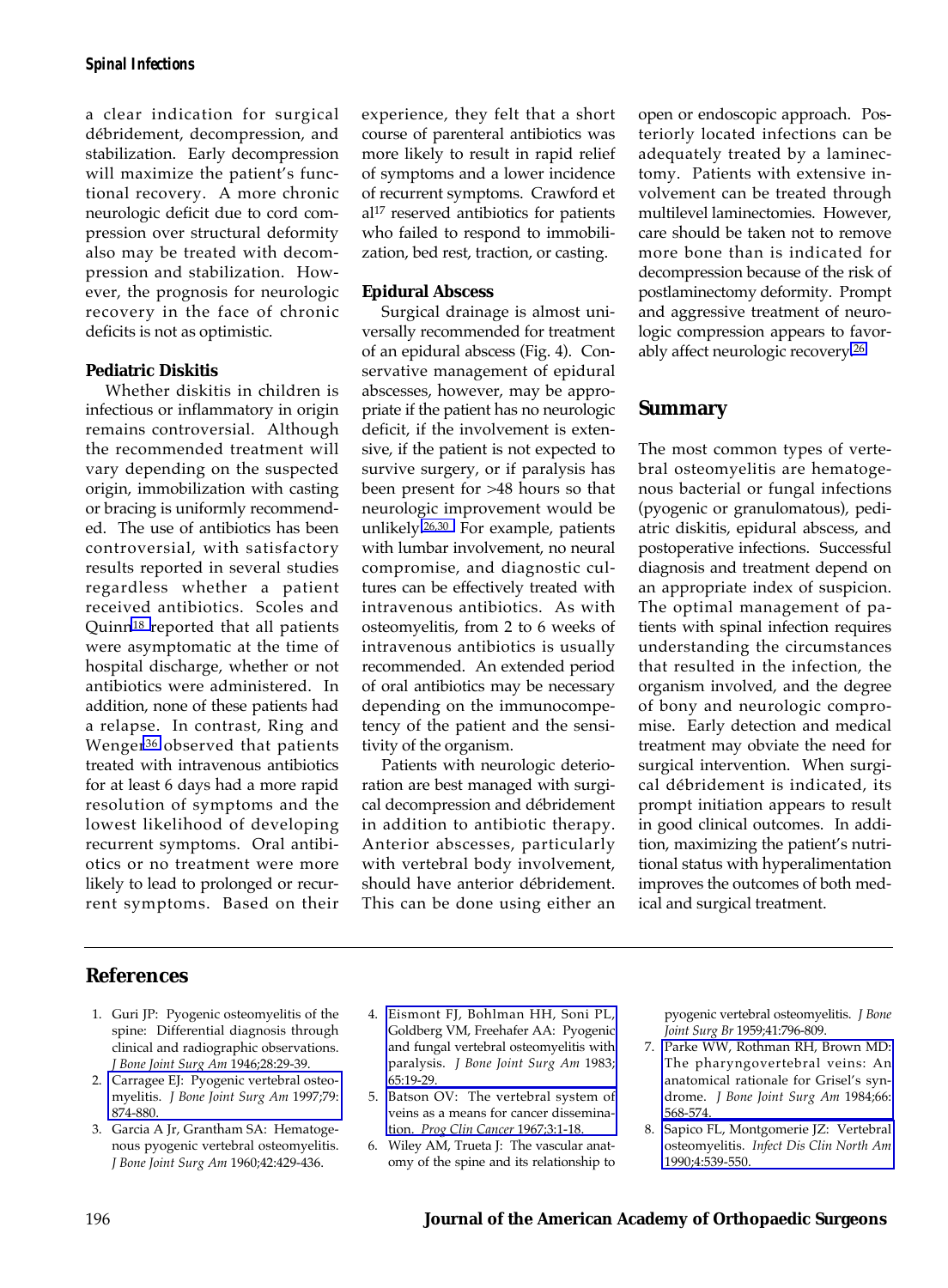a clear indication for surgical débridement, decompression, and stabilization. Early decompression will maximize the patient's functional recovery. A more chronic neurologic deficit due to cord compression over structural deformity also may be treated with decompression and stabilization. However, the prognosis for neurologic recovery in the face of chronic deficits is not as optimistic.

### Pediatric Diskitis

Whether diskitis in children is infectious or inflammatory in origin remains controversial. Although the recommended treatment will vary depending on the suspected origin, immobilization with casting or bracing is uniformly recommended. The use of antibiotics has been controversial, with satisfactory results reported in several studies regardless whether a patient received antibiotics. Scoles and Quinn[18] reported that all patients were asymptomatic at the time of hospital discharge, whether or not antibiotics were administered. In addition, none of these patients had a relapse. In contrast, Ring and Wenger[36] observed that patients treated with intravenous antibiotics for at least 6 days had a more rapid resolution of symptoms and the lowest likelihood of developing recurrent symptoms. Oral antibiotics or no treatment were more likely to lead to prolonged or recurrent symptoms. Based on their experience, they felt that a short course of parenteral antibiotics was more likely to result in rapid relief of symptoms and a lower incidence of recurrent symptoms. Crawford et al[17] reserved antibiotics for patients who failed to respond to immobilization, bed rest, traction, or casting.

### Epidural Abscess

Surgical drainage is almost universally recommended for treatment of an epidural abscess (Fig. 4). Conservative management of epidural abscesses, however, may be appropriate if the patient has no neurologic deficit, if the involvement is extensive, if the patient is not expected to survive surgery, or if paralysis has been present for >48 hours so that neurologic improvement would be unlikely.[26,30] For example, patients with lumbar involvement, no neural compromise, and diagnostic cultures can be effectively treated with intravenous antibiotics. As with osteomyelitis, from 2 to 6 weeks of intravenous antibiotics is usually recommended. An extended period of oral antibiotics may be necessary depending on the immunocompetency of the patient and the sensitivity of the organism.

Patients with neurologic deterioration are best managed with surgical decompression and débridement in addition to antibiotic therapy. Anterior abscesses, particularly with vertebral body involvement, should have anterior débridement. This can be done using either an open or endoscopic approach. Posteriorly located infections can be adequately treated by a laminectomy. Patients with extensive involvement can be treated through multilevel laminectomies. However, care should be taken not to remove more bone than is indicated for decompression because of the risk of postlaminectomy deformity. Prompt and aggressive treatment of neurologic compression appears to favorably affect neurologic recovery.[26]

## Summary

The most common types of vertebral osteomyelitis are hematogenous bacterial or fungal infections (pyogenic or granulomatous), pediatric diskitis, epidural abscess, and postoperative infections. Successful diagnosis and treatment depend on an appropriate index of suspicion. The optimal management of patients with spinal infection requires understanding the circumstances that resulted in the infection, the organism involved, and the degree of bony and neurologic compromise. Early detection and medical treatment may obviate the need for surgical intervention. When surgical débridement is indicated, its prompt initiation appears to result in good clinical outcomes. In addition, maximizing the patient's nutritional status with hyperalimentation improves the outcomes of both medical and surgical treatment.

## References

1. Guri JP: Pyogenic osteomyelitis of the spine: Differential diagnosis through clinical and radiographic observations. *J Bone Joint Surg Am* 1946;28:29-39.
2. Carragee EJ: Pyogenic vertebral osteomyelitis. *J Bone Joint Surg Am* 1997;79:874-880.
3. Garcia A Jr, Grantham SA: Hematogenous pyogenic vertebral osteomyelitis. *J Bone Joint Surg Am* 1960;42:429-436.
4. Eismont FJ, Bohlman HH, Soni PL, Goldberg VM, Freehafer AA: Pyogenic and fungal vertebral osteomyelitis with paralysis. *J Bone Joint Surg Am* 1983;65:19-29.
5. Batson OV: The vertebral system of veins as a means for cancer dissemination. *Prog Clin Cancer* 1967;3:1-18.
6. Wiley AM, Trueta J: The vascular anatomy of the spine and its relationship to pyogenic vertebral osteomyelitis. *J Bone Joint Surg Br* 1959;41:796-809.
7. Parke WW, Rothman RH, Brown MD: The pharyngovertebral veins: An anatomical rationale for Grisel's syndrome. *J Bone Joint Surg Am* 1984;66:568-574.
8. Sapico FL, Montgomerie JZ: Vertebral osteomyelitis. *Infect Dis Clin North Am* 1990;4:539-550.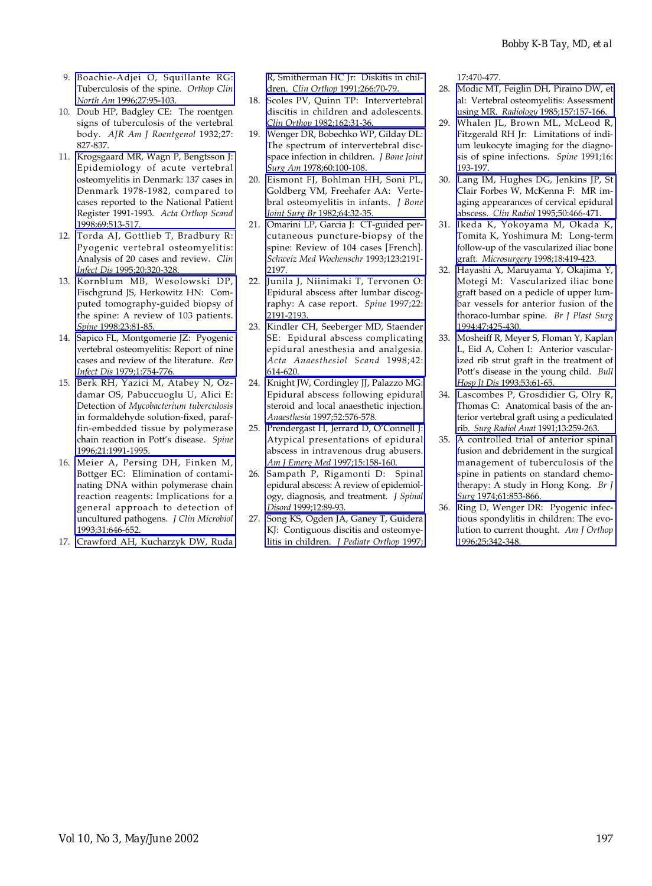9. Boachie-Adjei O, Squillante RG: Tuberculosis of the spine. *Orthop Clin North Am* 1996;27:95-103.
10. Doub HP, Badgley CE: The roentgen signs of tuberculosis of the vertebral body. *AJR Am J Roentgenol* 1932;27: 827-837.
11. Krogsgaard MR, Wagn P, Bengtsson J: Epidemiology of acute vertebral osteomyelitis in Denmark: 137 cases in Denmark 1978-1982, compared to cases reported to the National Patient Register 1991-1993. *Acta Orthop Scand* 1998;69:513-517.
12. Torda AJ, Gottlieb T, Bradbury R: Pyogenic vertebral osteomyelitis: Analysis of 20 cases and review. *Clin Infect Dis* 1995;20:320-328.
13. Kornblum MB, Wesolowski DP, Fischgrund JS, Herkowitz HN: Computed tomography-guided biopsy of the spine: A review of 103 patients. *Spine* 1998;23:81-85.
14. Sapico FL, Montgomerie JZ: Pyogenic vertebral osteomyelitis: Report of nine cases and review of the literature. *Rev Infect Dis* 1979;1:754-776.
15. Berk RH, Yazici M, Atabey N, Ozdamar OS, Pabuccuoglu U, Alici E: Detection of *Mycobacterium tuberculosis* in formaldehyde solution-fixed, paraffin-embedded tissue by polymerase chain reaction in Pott's disease. *Spine* 1996;21:1991-1995.
16. Meier A, Persing DH, Finken M, Bottger EC: Elimination of contaminating DNA within polymerase chain reaction reagents: Implications for a general approach to detection of uncultured pathogens. *J Clin Microbiol* 1993;31:646-652.
17. Crawford AH, Kucharzyk DW, Ruda R, Smitherman HC Jr: Diskitis in children. *Clin Orthop* 1991;266:70-79.
18. Scoles PV, Quinn TP: Intervertebral discitis in children and adolescents. *Clin Orthop* 1982;162:31-36.
19. Wenger DR, Bobechko WP, Gilday DL: The spectrum of intervertebral disc-space infection in children. *J Bone Joint Surg Am* 1978;60:100-108.
20. Eismont FJ, Bohlman HH, Soni PL, Goldberg VM, Freehafer AA: Vertebral osteomyelitis in infants. *J Bone Joint Surg Br* 1982;64:32-35.
21. Omarini LP, Garcia J: CT-guided percutaneous puncture-biopsy of the spine: Review of 104 cases [French]. *Schweiz Med Wochenschr* 1993;123:2191-2197.
22. Junila J, Niinimaki T, Tervonen O: Epidural abscess after lumbar discography: A case report. *Spine* 1997;22: 2191-2193.
23. Kindler CH, Seeberger MD, Staender SE: Epidural abscess complicating epidural anesthesia and analgesia. *Acta Anaesthesiol Scand* 1998;42: 614-620.
24. Knight JW, Cordingley JJ, Palazzo MG: Epidural abscess following epidural steroid and local anaesthetic injection. *Anaesthesia* 1997;52:576-578.
25. Prendergast H, Jerrard D, O'Connell J: Atypical presentations of epidural abscess in intravenous drug abusers. *Am J Emerg Med* 1997;15:158-160.
26. Sampath P, Rigamonti D: Spinal epidural abscess: A review of epidemiology, diagnosis, and treatment. *J Spinal Disord* 1999;12:89-93.
27. Song KS, Ogden JA, Ganey T, Guidera KJ: Contiguous discitis and osteomyelitis in children. *J Pediatr Orthop* 1997; 17:470-477.
28. Modic MT, Feiglin DH, Piraino DW, et al: Vertebral osteomyelitis: Assessment using MR. *Radiology* 1985;157:157-166.
29. Whalen JL, Brown ML, McLeod R, Fitzgerald RH Jr: Limitations of indium leukocyte imaging for the diagnosis of spine infections. *Spine* 1991;16: 193-197.
30. Lang IM, Hughes DG, Jenkins JP, St Clair Forbes W, McKenna F: MR imaging appearances of cervical epidural abscess. *Clin Radiol* 1995;50:466-471.
31. Ikeda K, Yokoyama M, Okada K, Tomita K, Yoshimura M: Long-term follow-up of the vascularized iliac bone graft. *Microsurgery* 1998;18:419-423.
32. Hayashi A, Maruyama Y, Okajima Y, Motegi M: Vascularized iliac bone graft based on a pedicle of upper lumbar vessels for anterior fusion of the thoraco-lumbar spine. *Br J Plast Surg* 1994;47:425-430.
33. Mosheiff R, Meyer S, Floman Y, Kaplan L, Eid A, Cohen I: Anterior vascularized rib strut graft in the treatment of Pott's disease in the young child. *Bull Hosp Jt Dis* 1993;53:61-65.
34. Lascombes P, Grosdidier G, Olry R, Thomas C: Anatomical basis of the anterior vertebral graft using a pediculated rib. *Surg Radiol Anat* 1991;13:259-263.
35. A controlled trial of anterior spinal fusion and debridement in the surgical management of tuberculosis of the spine in patients on standard chemotherapy: A study in Hong Kong. *Br J Surg* 1974;61:853-866.
36. Ring D, Wenger DR: Pyogenic infectious spondylitis in children: The evolution to current thought. *Am J Orthop* 1996;25:342-348.